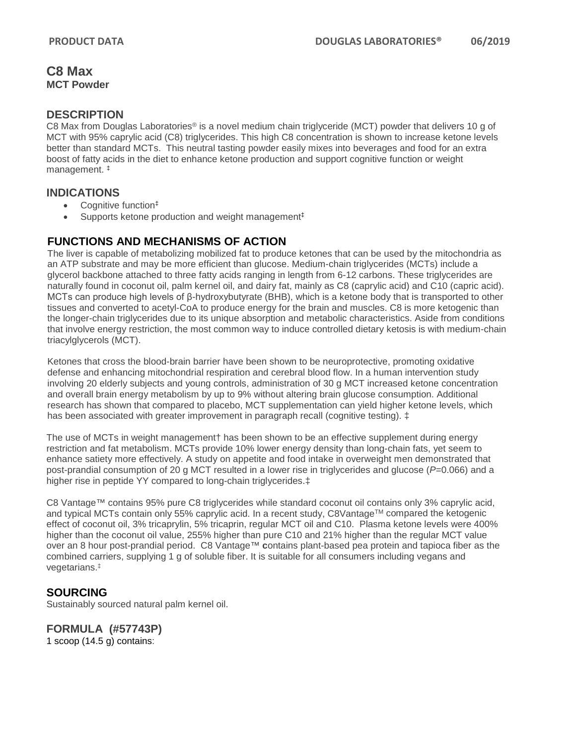# C8 Max

**MCT Powder**

## DESCRIPTION

C8 Max from Douglas Laboratories® is a novel medium chain triglyceride (MCT) powder that delivers 10 g of MCT with 95% caprylic acid (C8) triglycerides. This high C8 concentration is shown to increase ketone levels better than standard MCTs. This neutral tasting powder easily mixes into beverages and food for an extra boost of fatty acids in the diet to enhance ketone production and support cognitive function or weight management. ‡

## INDICATIONS

- Cognitive function‡
- Supports ketone production and weight management‡

## FUNCTIONS AND MECHANISMS OF ACTION

The liver is capable of metabolizing mobilized fat to produce ketones that can be used by the mitochondria as an ATP substrate and may be more efficient than glucose. Medium-chain triglycerides (MCTs) include a glycerol backbone attached to three fatty acids ranging in length from 6-12 carbons. These triglycerides are naturally found in coconut oil, palm kernel oil, and dairy fat, mainly as C8 (caprylic acid) and C10 (capric acid). MCTs can produce high levels of β-hydroxybutyrate (BHB), which is a ketone body that is transported to other tissues and converted to acetyl-CoA to produce energy for the brain and muscles. C8 is more ketogenic than the longer-chain triglycerides due to its unique absorption and metabolic characteristics. Aside from conditions that involve energy restriction, the most common way to induce controlled dietary ketosis is with medium-chain triacylglycerols (MCT).

Ketones that cross the blood-brain barrier have been shown to be neuroprotective, promoting oxidative defense and enhancing mitochondrial respiration and cerebral blood flow. In a human intervention study involving 20 elderly subjects and young controls, administration of 30 g MCT increased ketone concentration and overall brain energy metabolism by up to 9% without altering brain glucose consumption. Additional research has shown that compared to placebo, MCT supplementation can yield higher ketone levels, which has been associated with greater improvement in paragraph recall (cognitive testing). ‡

The use of MCTs in weight management† has been shown to be an effective supplement during energy restriction and fat metabolism. MCTs provide 10% lower energy density than long-chain fats, yet seem to enhance satiety more effectively. A study on appetite and food intake in overweight men demonstrated that post-prandial consumption of 20 g MCT resulted in a lower rise in triglycerides and glucose ($P$=0.066) and a higher rise in peptide YY compared to long-chain triglycerides.‡

C8 Vantage™ contains 95% pure C8 triglycerides while standard coconut oil contains only 3% caprylic acid, and typical MCTs contain only 55% caprylic acid. In a recent study, C8Vantage™ compared the ketogenic effect of coconut oil, 3% tricaprylin, 5% tricaprin, regular MCT oil and C10. Plasma ketone levels were 400% higher than the coconut oil value, 255% higher than pure C10 and 21% higher than the regular MCT value over an 8 hour post-prandial period. C8 Vantage™ **c**ontains plant-based pea protein and tapioca fiber as the combined carriers, supplying 1 g of soluble fiber. It is suitable for all consumers including vegans and vegetarians.‡

## SOURCING

Sustainably sourced natural palm kernel oil.

## FORMULA (#57743P)

1 scoop (14.5 g) contains: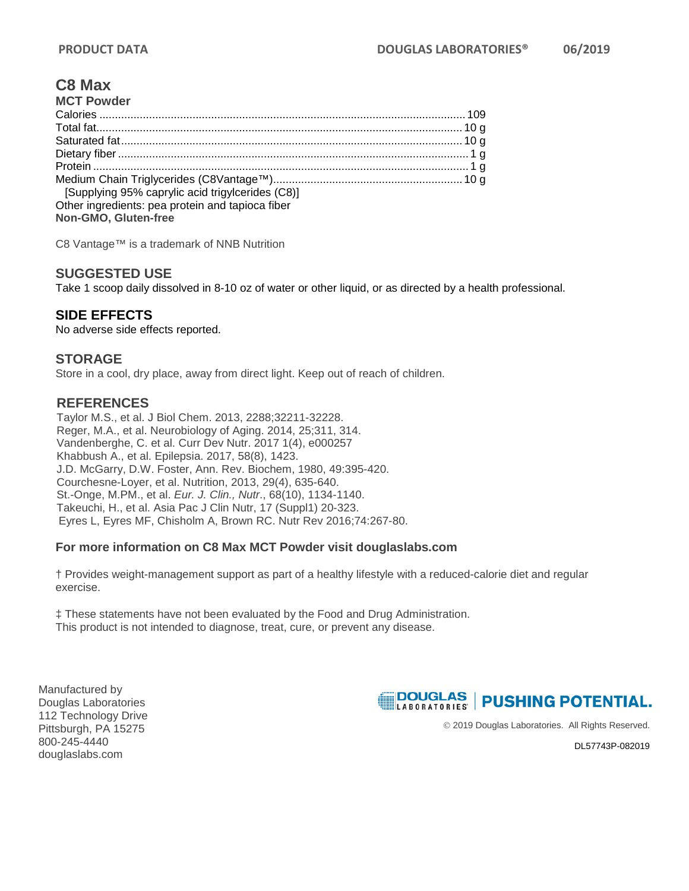## C8 Max

**MCT Powder**

| | |
|---|---|
| Calories | 109 |
| Total fat | 10 g |
| Saturated fat | 10 g |
| Dietary fiber | 1 g |
| Protein | 1 g |
| Medium Chain Triglycerides (C8Vantage™) | 10 g |

[Supplying 95% caprylic acid trigylcerides (C8)]

Other ingredients: pea protein and tapioca fiber

**Non-GMO, Gluten-free**

C8 Vantage™ is a trademark of NNB Nutrition

### SUGGESTED USE

Take 1 scoop daily dissolved in 8-10 oz of water or other liquid, or as directed by a health professional.

### SIDE EFFECTS

No adverse side effects reported.

### STORAGE

Store in a cool, dry place, away from direct light. Keep out of reach of children.

### REFERENCES

Taylor M.S., et al. J Biol Chem. 2013, 2288;32211-32228.
Reger, M.A., et al. Neurobiology of Aging. 2014, 25;311, 314.
Vandenberghe, C. et al. Curr Dev Nutr. 2017 1(4), e000257
Khabbush A., et al. Epilepsia. 2017, 58(8), 1423.
J.D. McGarry, D.W. Foster, Ann. Rev. Biochem, 1980, 49:395-420.
Courchesne-Loyer, et al. Nutrition, 2013, 29(4), 635-640.
St.-Onge, M.PM., et al. *Eur. J. Clin., Nutr*., 68(10), 1134-1140.
Takeuchi, H., et al. Asia Pac J Clin Nutr, 17 (Suppl1) 20-323.
Eyres L, Eyres MF, Chisholm A, Brown RC. Nutr Rev 2016;74:267-80.

**For more information on C8 Max MCT Powder visit douglaslabs.com**

† Provides weight-management support as part of a healthy lifestyle with a reduced-calorie diet and regular exercise.

‡ These statements have not been evaluated by the Food and Drug Administration.
This product is not intended to diagnose, treat, cure, or prevent any disease.

Manufactured by
Douglas Laboratories
112 Technology Drive
Pittsburgh, PA 15275
800-245-4440
douglaslabs.com

DOUGLAS LABORATORIES | PUSHING POTENTIAL.

© 2019 Douglas Laboratories. All Rights Reserved.

DL57743P-082019